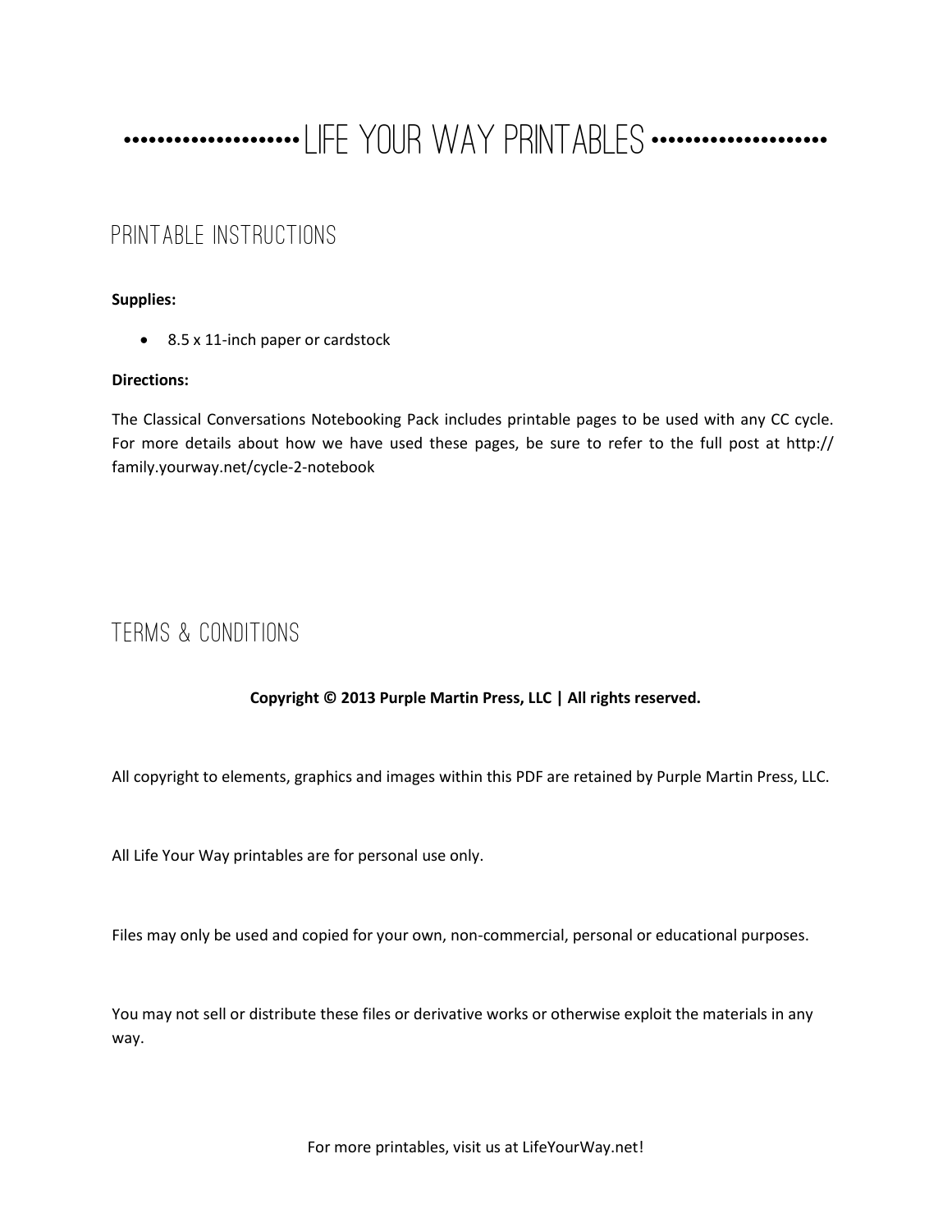# Life Your Way Printables

## Printable Instructions

**Supplies:**

- 8.5 x 11-inch paper or cardstock

**Directions:**

The Classical Conversations Notebooking Pack includes printable pages to be used with any CC cycle. For more details about how we have used these pages, be sure to refer to the full post at http://family.yourway.net/cycle-2-notebook

## Terms & Conditions

**Copyright © 2013 Purple Martin Press, LLC | All rights reserved.**

All copyright to elements, graphics and images within this PDF are retained by Purple Martin Press, LLC.

All Life Your Way printables are for personal use only.

Files may only be used and copied for your own, non-commercial, personal or educational purposes.

You may not sell or distribute these files or derivative works or otherwise exploit the materials in any way.

For more printables, visit us at LifeYourWay.net!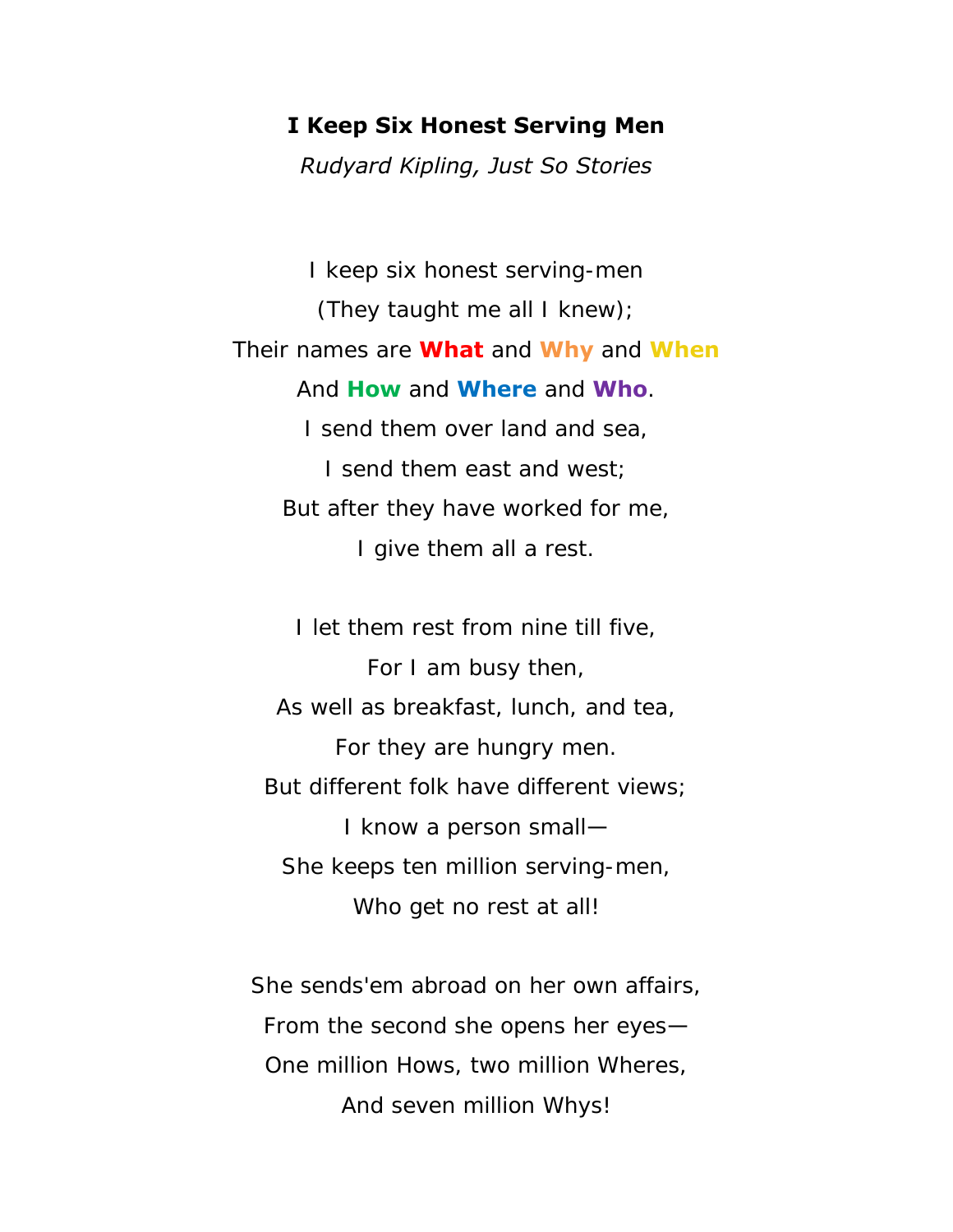**I Keep Six Honest Serving Men**

*Rudyard Kipling, Just So Stories*

I keep six honest serving-men  
(They taught me all I knew);  
Their names are **What** and **Why** and **When**  
And **How** and **Where** and **Who**.  
I send them over land and sea,  
I send them east and west;  
But after they have worked for me,  
I give them all a rest.

I let them rest from nine till five,  
For I am busy then,  
As well as breakfast, lunch, and tea,  
For they are hungry men.  
But different folk have different views;  
I know a person small—  
She keeps ten million serving-men,  
Who get no rest at all!

She sends'em abroad on her own affairs,  
From the second she opens her eyes—  
One million Hows, two million Wheres,  
And seven million Whys!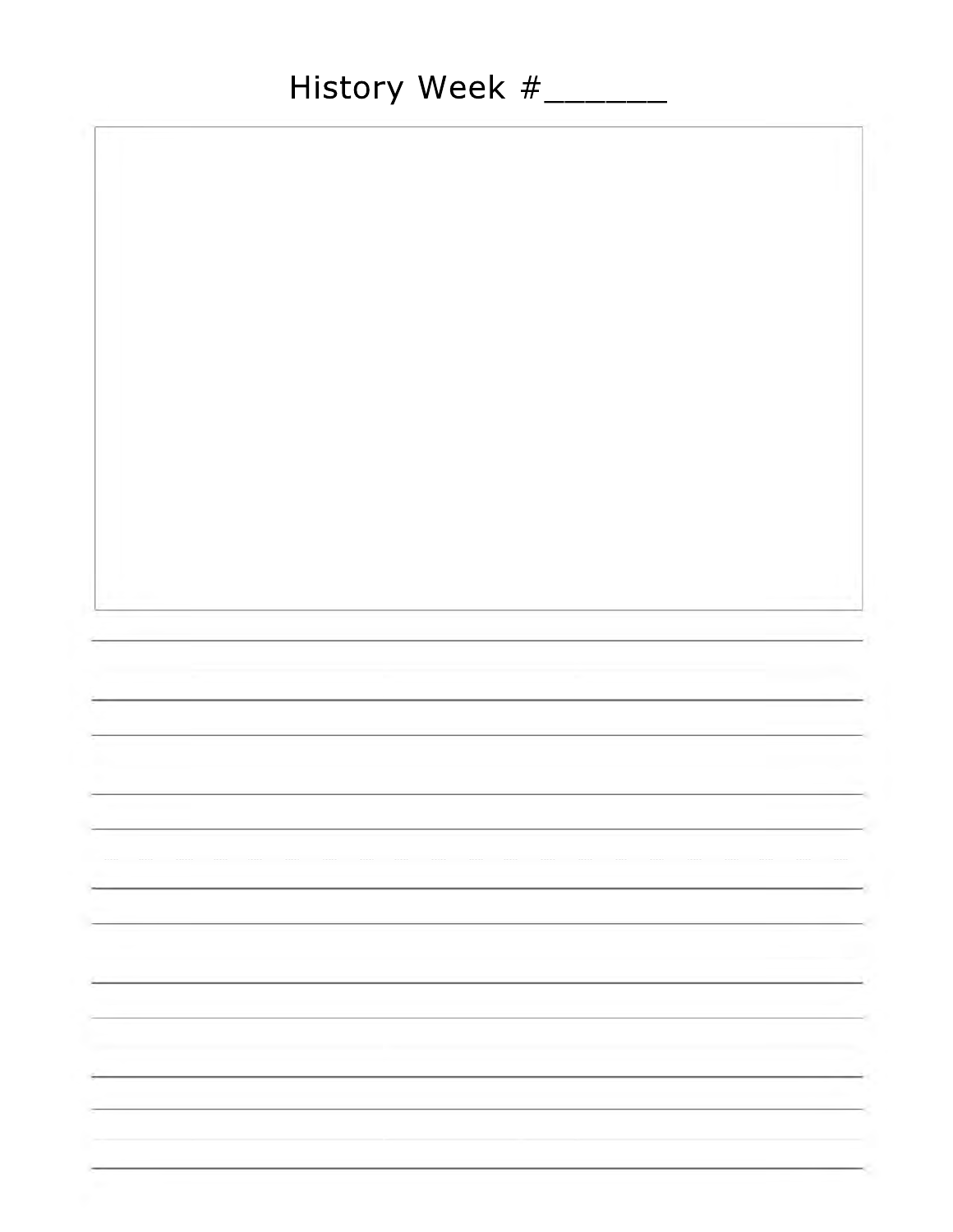# History Week #______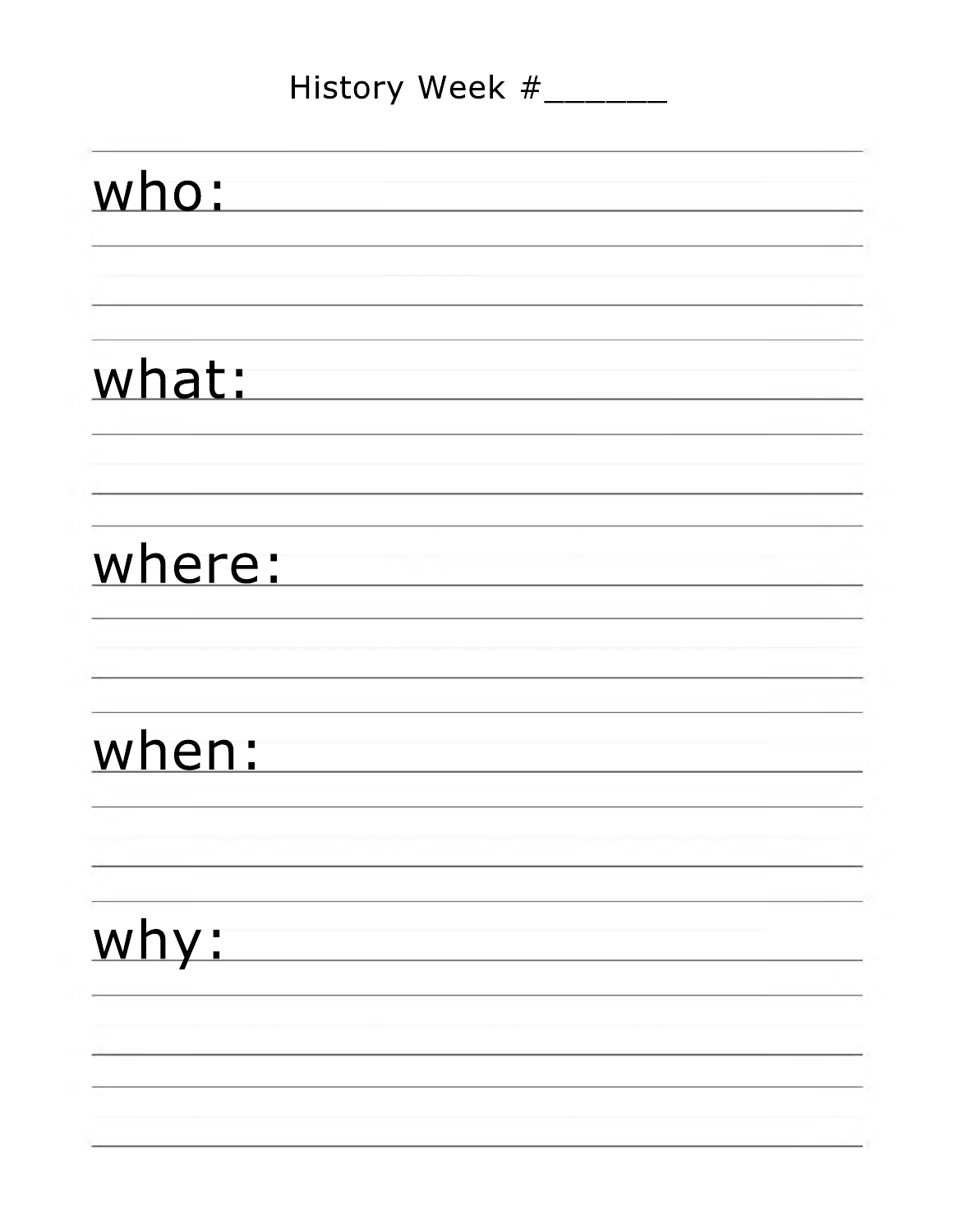# History Week #______

who:

what:

where:

when:

why: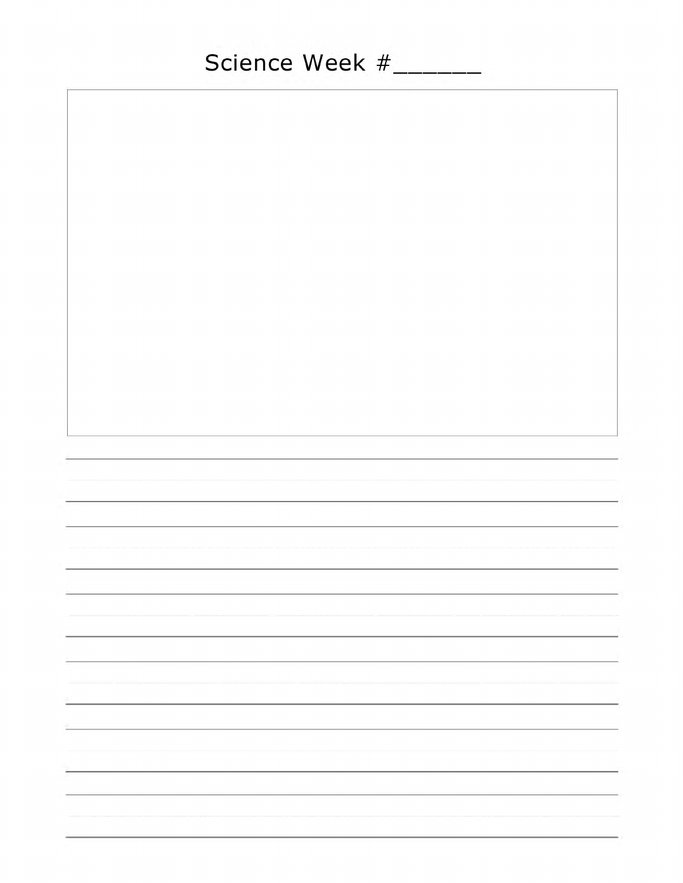# Science Week #______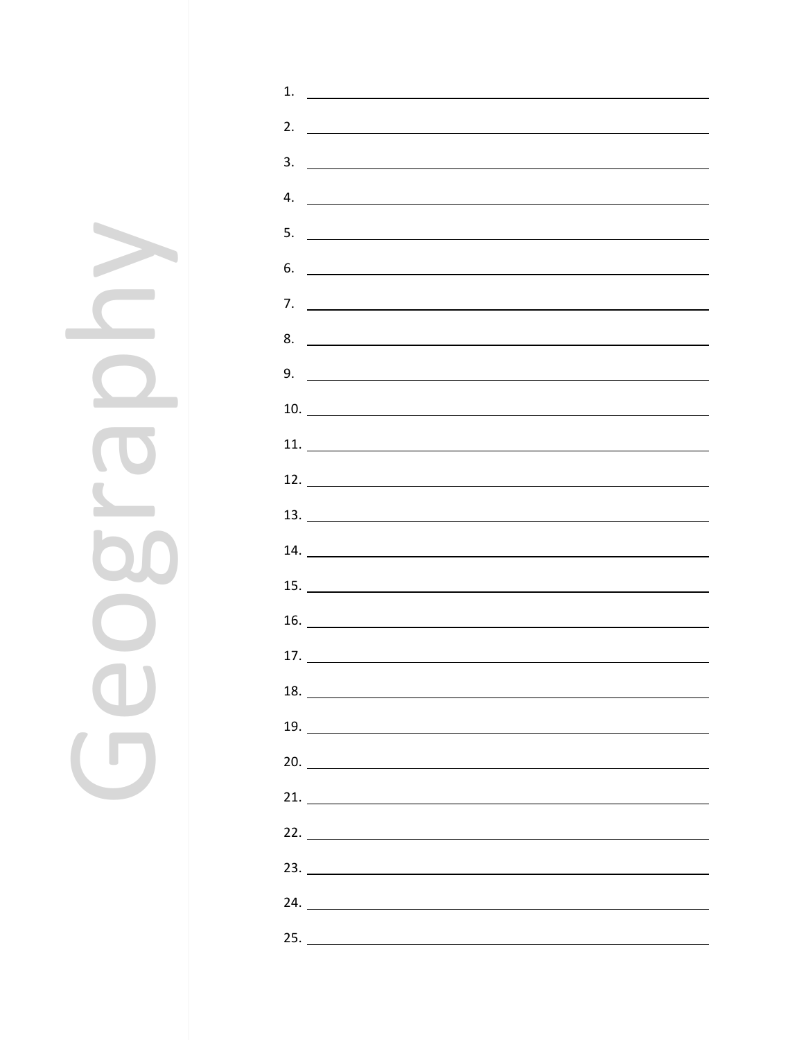Geography

1. \_\_\_\_\_\_\_\_\_\_\_\_\_\_\_\_\_\_\_\_\_\_\_\_\_\_\_\_\_\_
2. \_\_\_\_\_\_\_\_\_\_\_\_\_\_\_\_\_\_\_\_\_\_\_\_\_\_\_\_\_\_
3. \_\_\_\_\_\_\_\_\_\_\_\_\_\_\_\_\_\_\_\_\_\_\_\_\_\_\_\_\_\_
4. \_\_\_\_\_\_\_\_\_\_\_\_\_\_\_\_\_\_\_\_\_\_\_\_\_\_\_\_\_\_
5. \_\_\_\_\_\_\_\_\_\_\_\_\_\_\_\_\_\_\_\_\_\_\_\_\_\_\_\_\_\_
6. \_\_\_\_\_\_\_\_\_\_\_\_\_\_\_\_\_\_\_\_\_\_\_\_\_\_\_\_\_\_
7. \_\_\_\_\_\_\_\_\_\_\_\_\_\_\_\_\_\_\_\_\_\_\_\_\_\_\_\_\_\_
8. \_\_\_\_\_\_\_\_\_\_\_\_\_\_\_\_\_\_\_\_\_\_\_\_\_\_\_\_\_\_
9. \_\_\_\_\_\_\_\_\_\_\_\_\_\_\_\_\_\_\_\_\_\_\_\_\_\_\_\_\_\_
10. \_\_\_\_\_\_\_\_\_\_\_\_\_\_\_\_\_\_\_\_\_\_\_\_\_\_\_\_\_\_
11. \_\_\_\_\_\_\_\_\_\_\_\_\_\_\_\_\_\_\_\_\_\_\_\_\_\_\_\_\_\_
12. \_\_\_\_\_\_\_\_\_\_\_\_\_\_\_\_\_\_\_\_\_\_\_\_\_\_\_\_\_\_
13. \_\_\_\_\_\_\_\_\_\_\_\_\_\_\_\_\_\_\_\_\_\_\_\_\_\_\_\_\_\_
14. \_\_\_\_\_\_\_\_\_\_\_\_\_\_\_\_\_\_\_\_\_\_\_\_\_\_\_\_\_\_
15. \_\_\_\_\_\_\_\_\_\_\_\_\_\_\_\_\_\_\_\_\_\_\_\_\_\_\_\_\_\_
16. \_\_\_\_\_\_\_\_\_\_\_\_\_\_\_\_\_\_\_\_\_\_\_\_\_\_\_\_\_\_
17. \_\_\_\_\_\_\_\_\_\_\_\_\_\_\_\_\_\_\_\_\_\_\_\_\_\_\_\_\_\_
18. \_\_\_\_\_\_\_\_\_\_\_\_\_\_\_\_\_\_\_\_\_\_\_\_\_\_\_\_\_\_
19. \_\_\_\_\_\_\_\_\_\_\_\_\_\_\_\_\_\_\_\_\_\_\_\_\_\_\_\_\_\_
20. \_\_\_\_\_\_\_\_\_\_\_\_\_\_\_\_\_\_\_\_\_\_\_\_\_\_\_\_\_\_
21. \_\_\_\_\_\_\_\_\_\_\_\_\_\_\_\_\_\_\_\_\_\_\_\_\_\_\_\_\_\_
22. \_\_\_\_\_\_\_\_\_\_\_\_\_\_\_\_\_\_\_\_\_\_\_\_\_\_\_\_\_\_
23. \_\_\_\_\_\_\_\_\_\_\_\_\_\_\_\_\_\_\_\_\_\_\_\_\_\_\_\_\_\_
24. \_\_\_\_\_\_\_\_\_\_\_\_\_\_\_\_\_\_\_\_\_\_\_\_\_\_\_\_\_\_
25. \_\_\_\_\_\_\_\_\_\_\_\_\_\_\_\_\_\_\_\_\_\_\_\_\_\_\_\_\_\_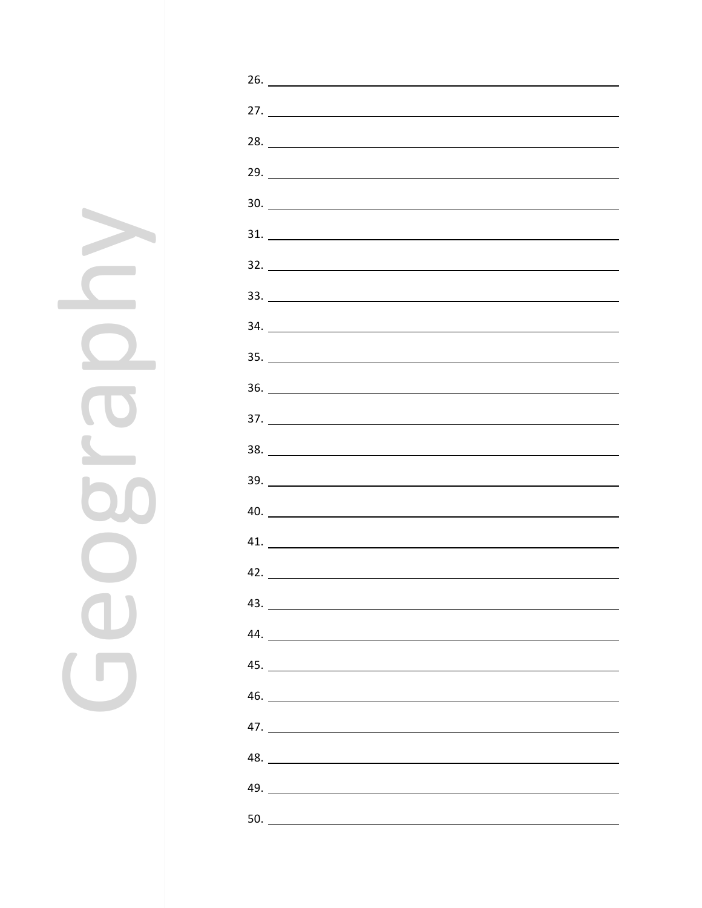Geography

26. ______________________________
27. ______________________________
28. ______________________________
29. ______________________________
30. ______________________________
31. ______________________________
32. ______________________________
33. ______________________________
34. ______________________________
35. ______________________________
36. ______________________________
37. ______________________________
38. ______________________________
39. ______________________________
40. ______________________________
41. ______________________________
42. ______________________________
43. ______________________________
44. ______________________________
45. ______________________________
46. ______________________________
47. ______________________________
48. ______________________________
49. ______________________________
50. ______________________________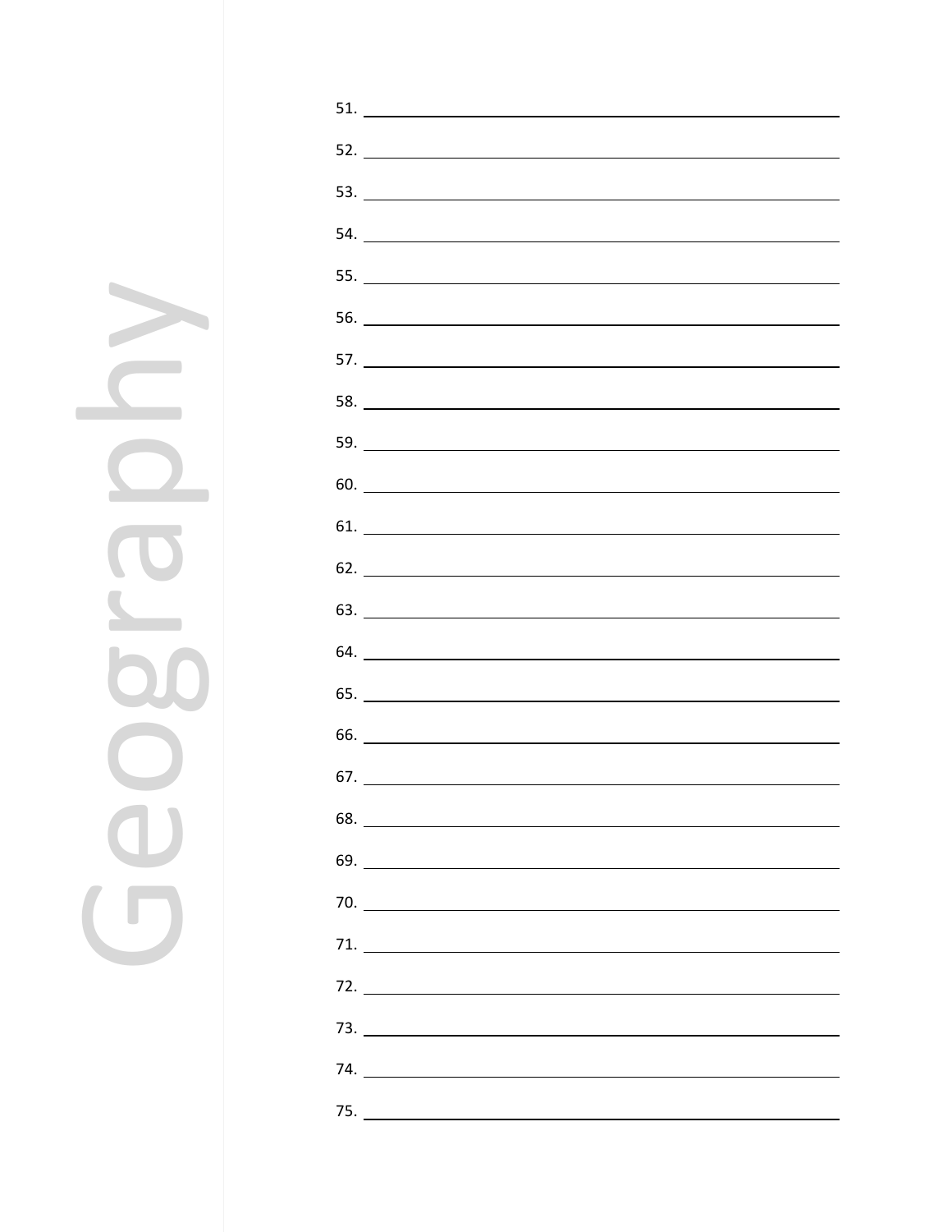Geography

51. ______________________________
52. ______________________________
53. ______________________________
54. ______________________________
55. ______________________________
56. ______________________________
57. ______________________________
58. ______________________________
59. ______________________________
60. ______________________________
61. ______________________________
62. ______________________________
63. ______________________________
64. ______________________________
65. ______________________________
66. ______________________________
67. ______________________________
68. ______________________________
69. ______________________________
70. ______________________________
71. ______________________________
72. ______________________________
73. ______________________________
74. ______________________________
75. ______________________________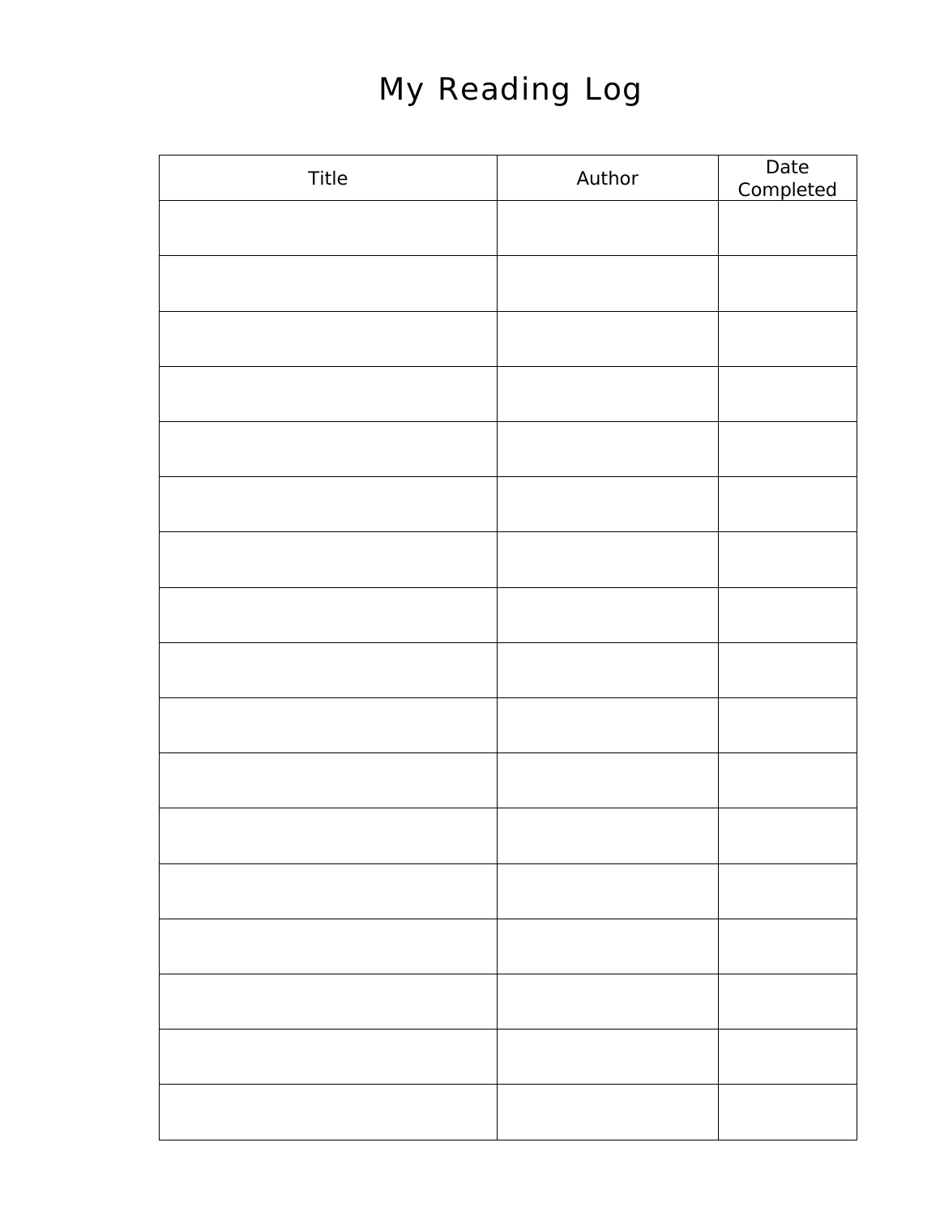# My Reading Log

| Title | Author | Date Completed |
|---|---|---|
| | | |
| | | |
| | | |
| | | |
| | | |
| | | |
| | | |
| | | |
| | | |
| | | |
| | | |
| | | |
| | | |
| | | |
| | | |
| | | |
| | | |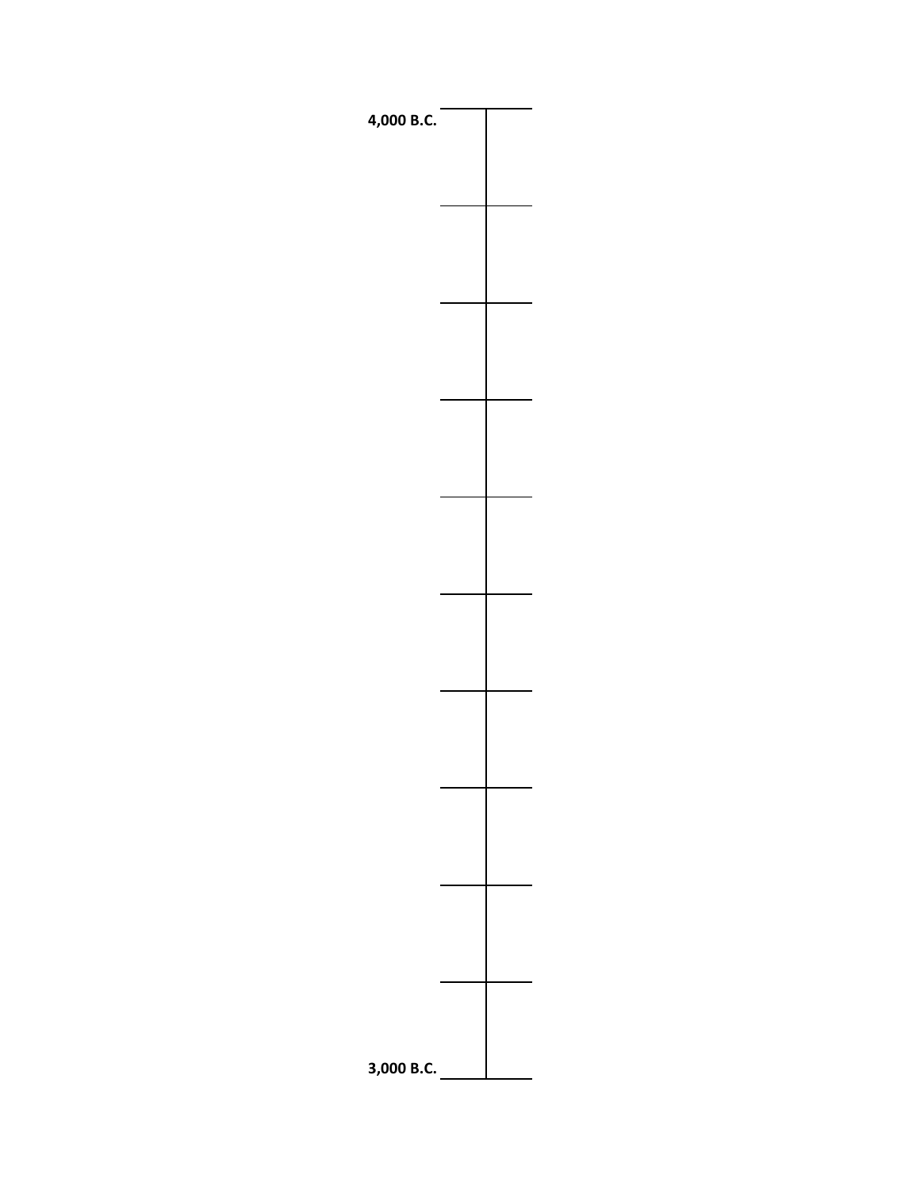4,000 B.C.

3,000 B.C.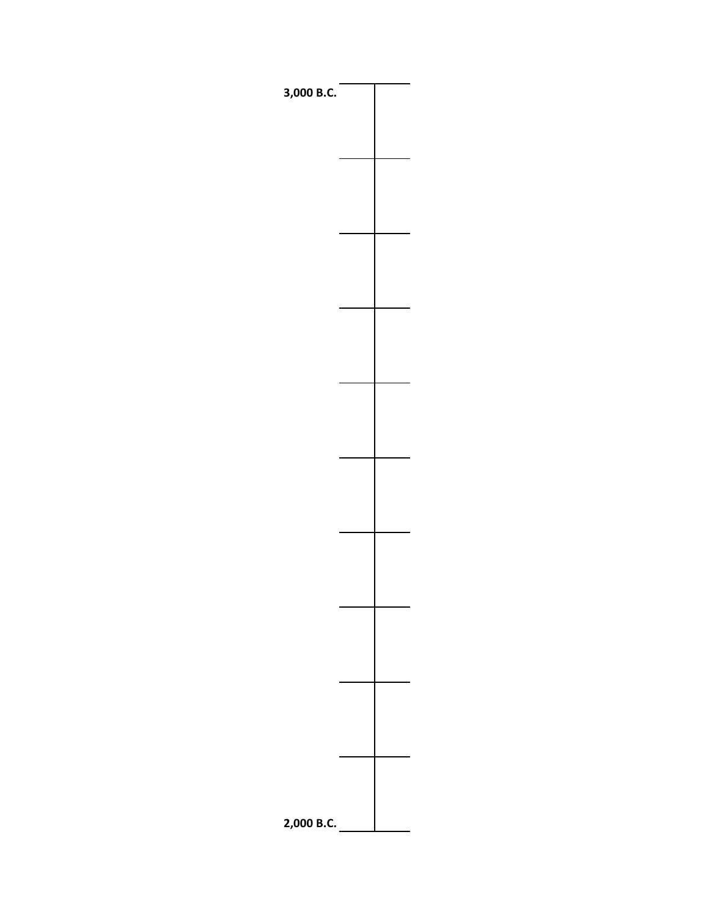3,000 B.C.

2,000 B.C.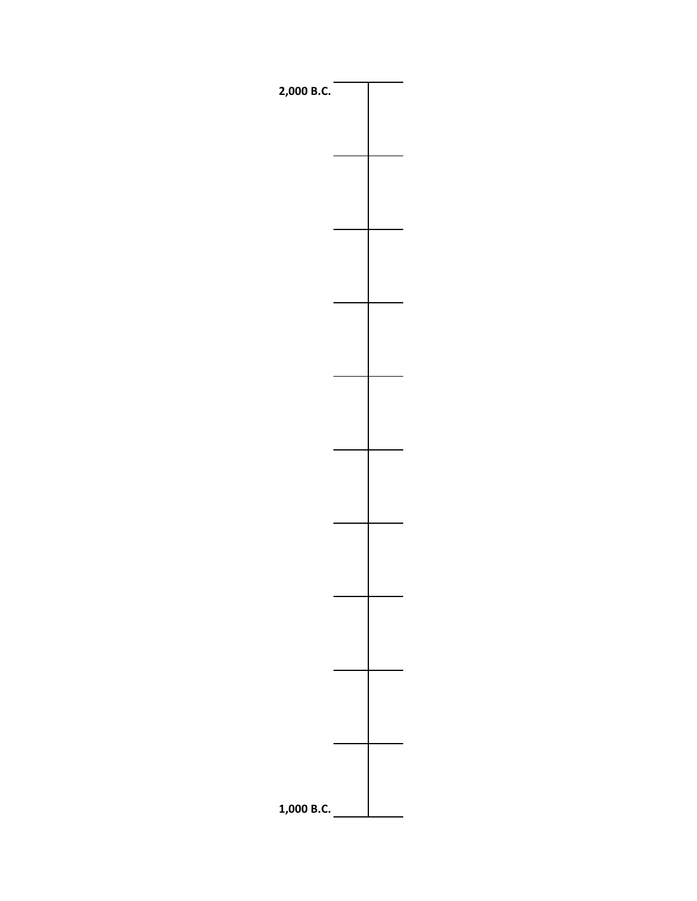2,000 B.C.

1,000 B.C.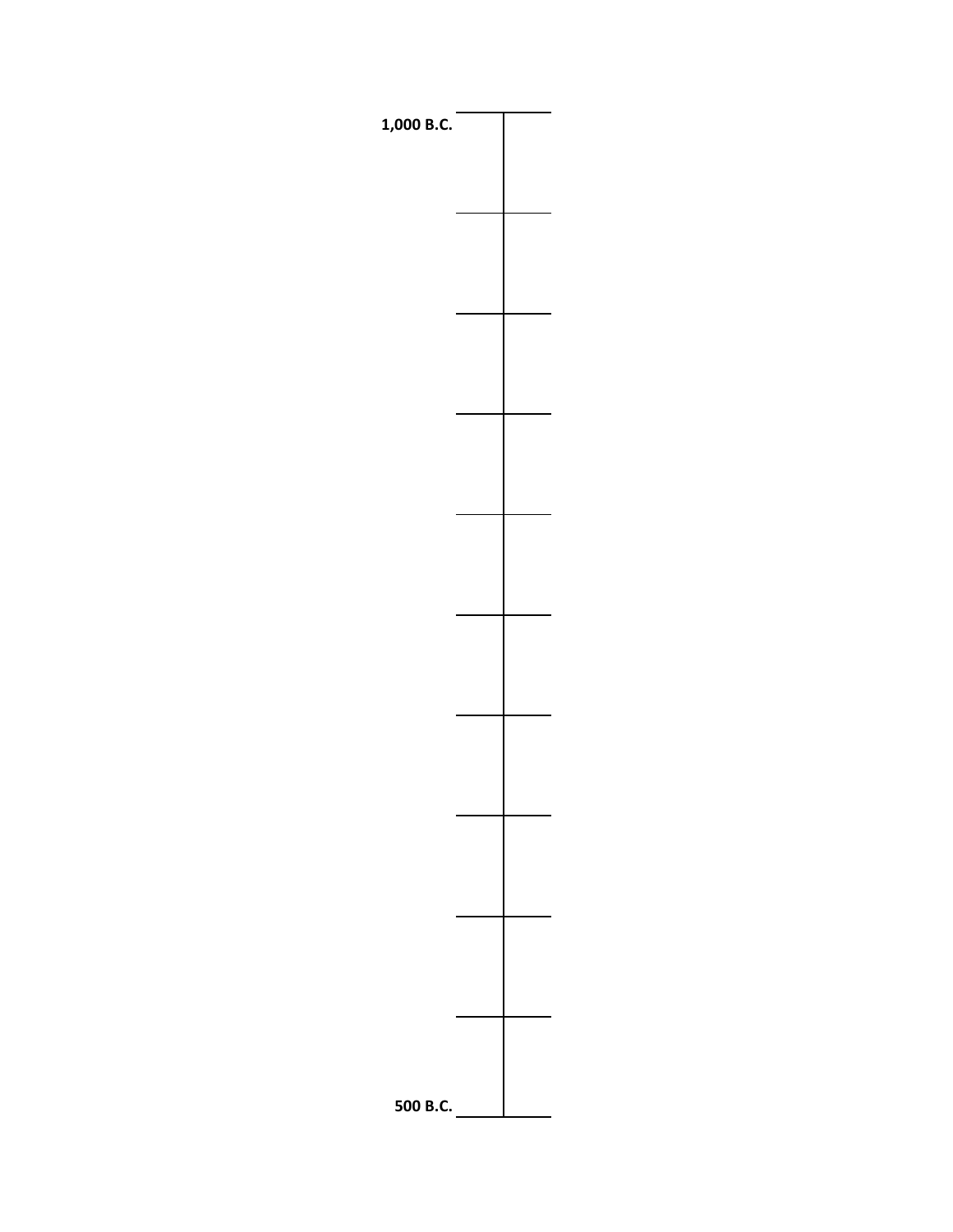1,000 B.C.

500 B.C.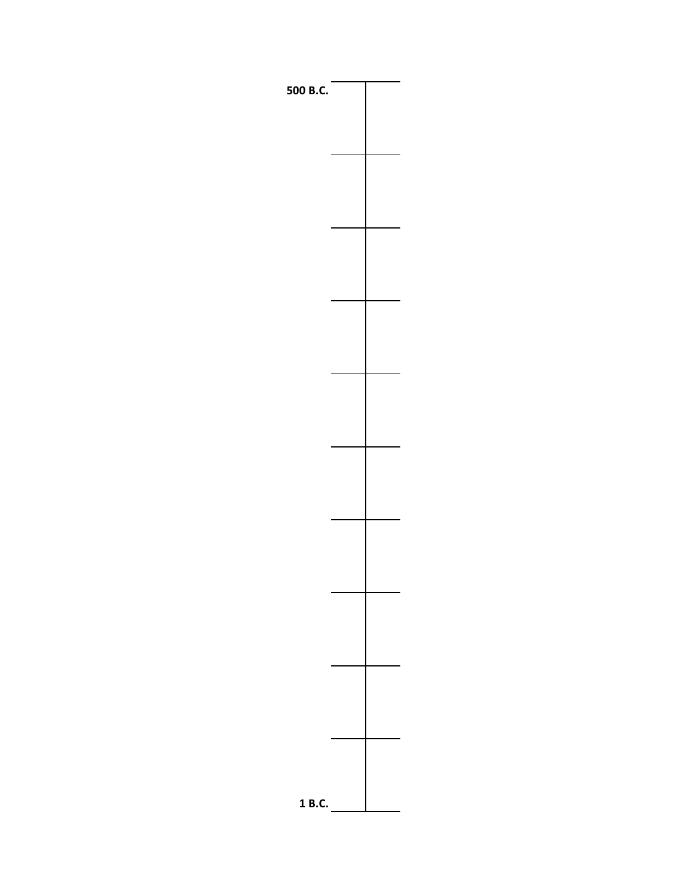500 B.C.

1 B.C.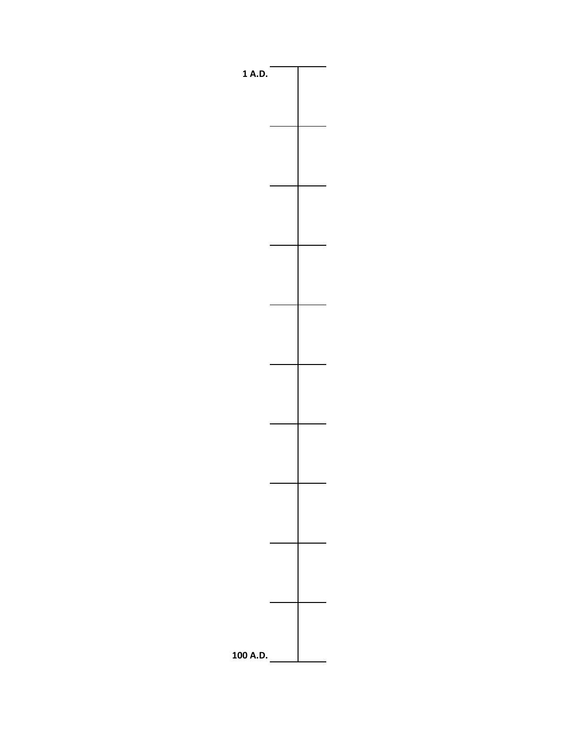1 A.D.

100 A.D.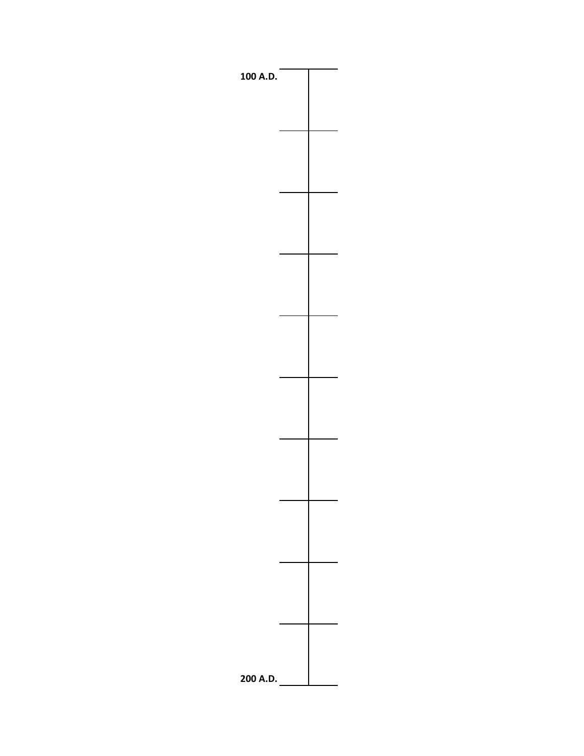100 A.D.

200 A.D.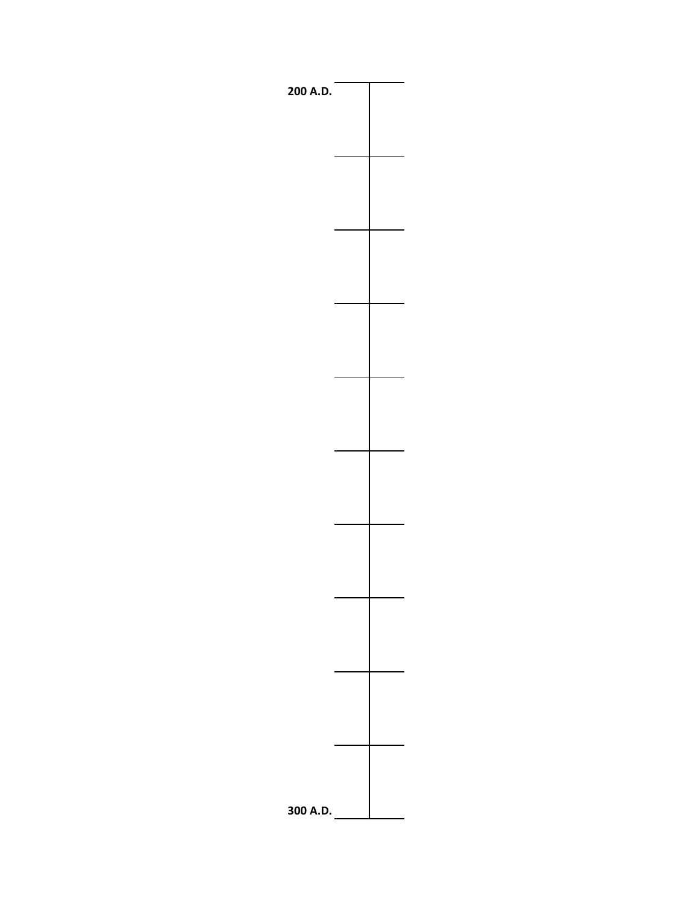200 A.D.

300 A.D.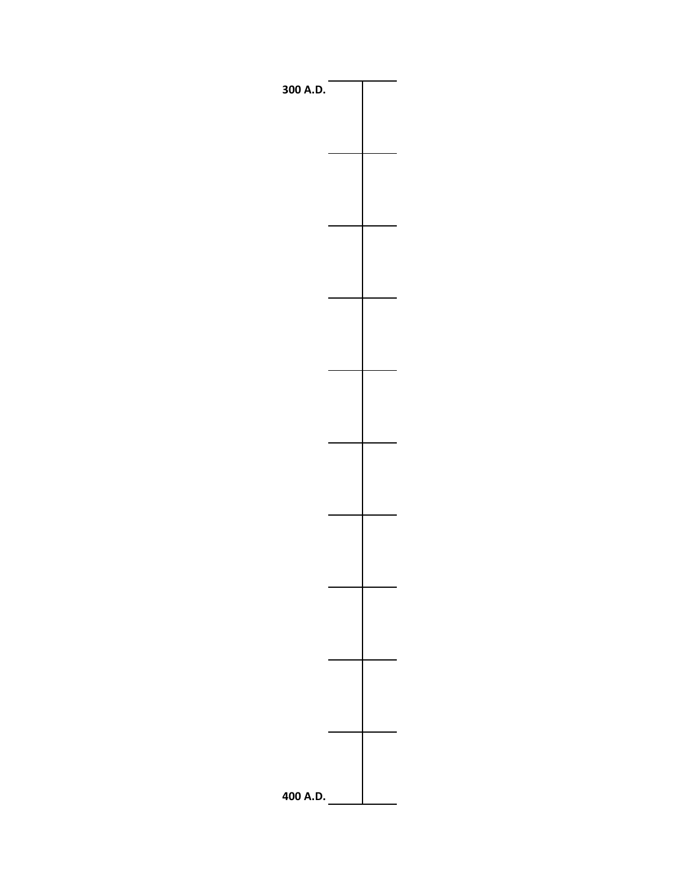300 A.D.

400 A.D.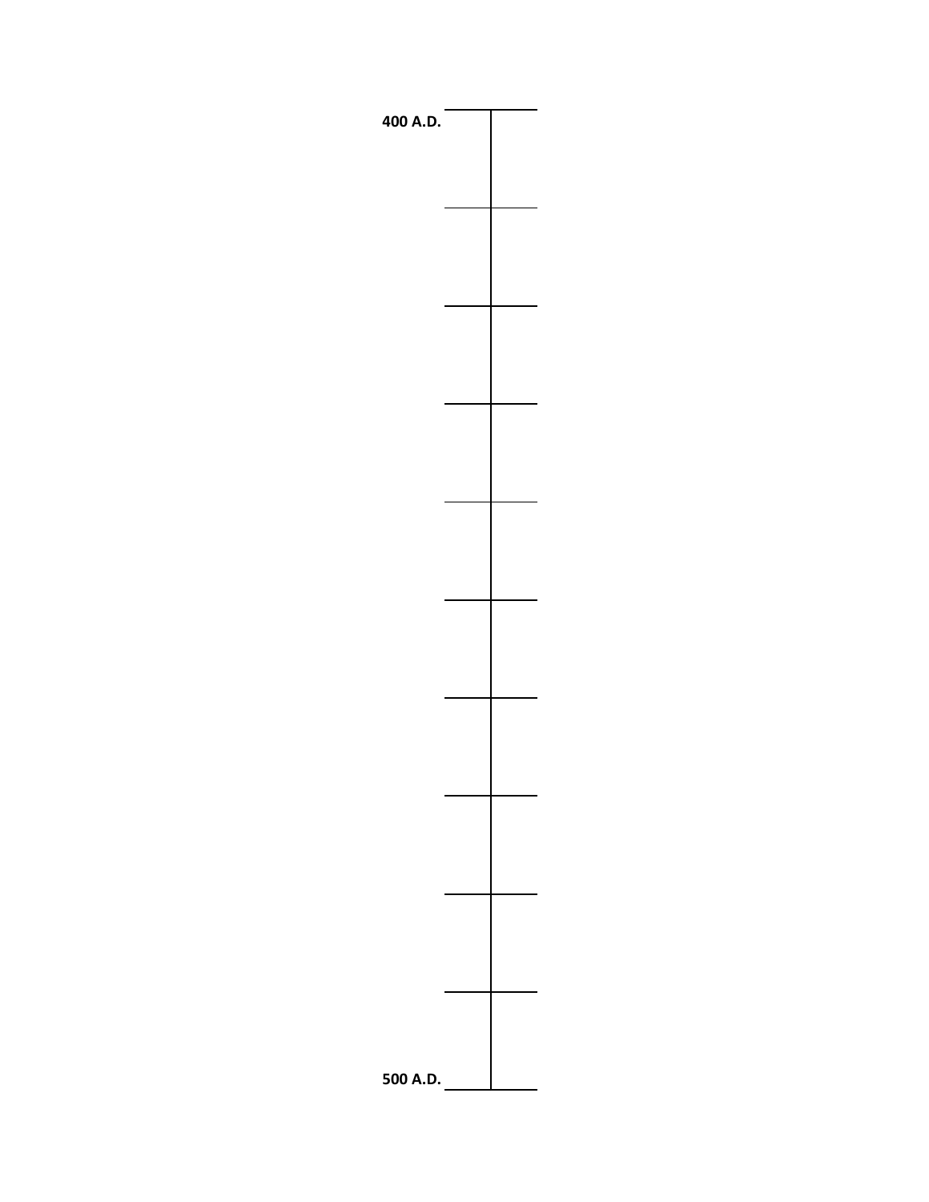400 A.D.

500 A.D.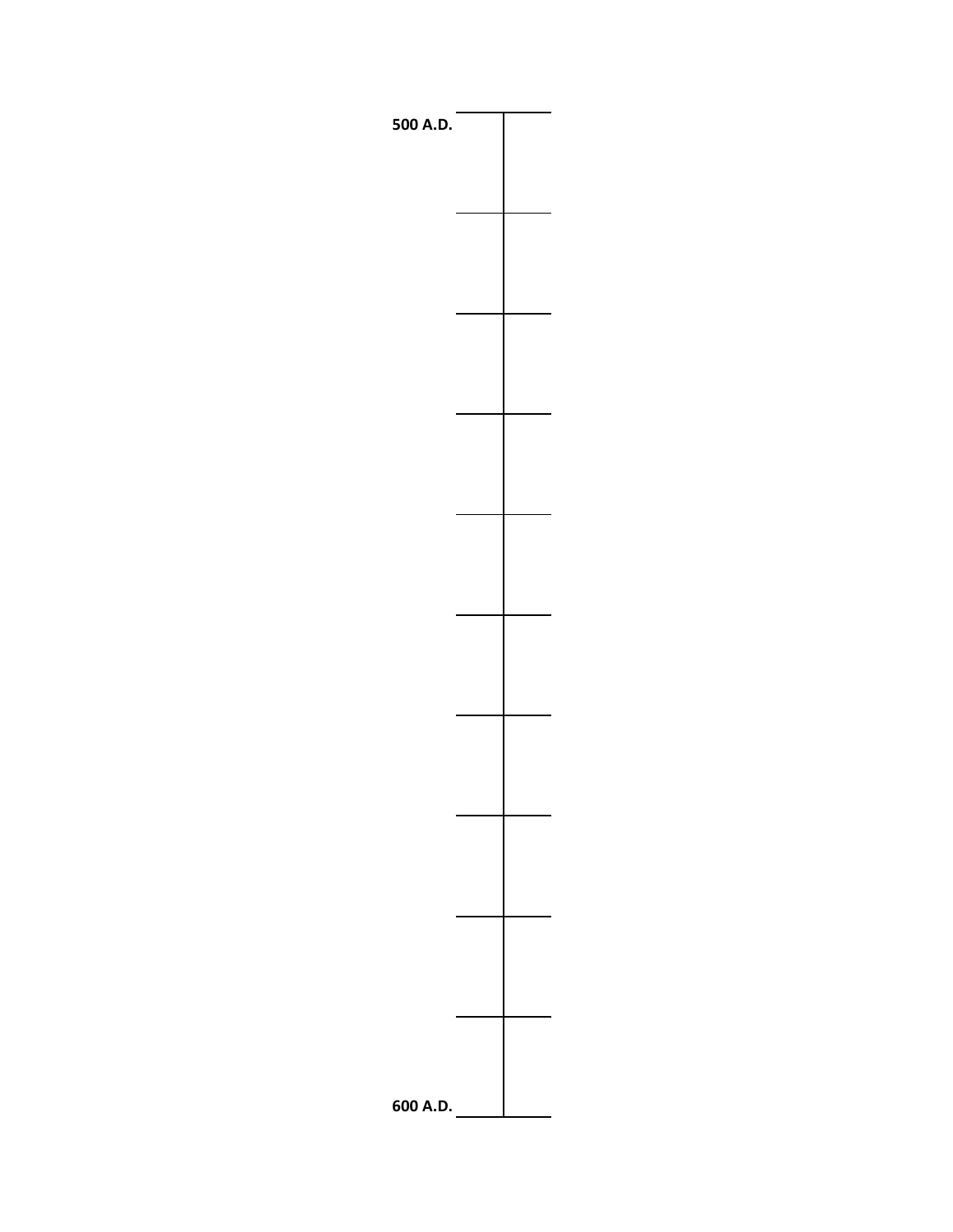500 A.D.

600 A.D.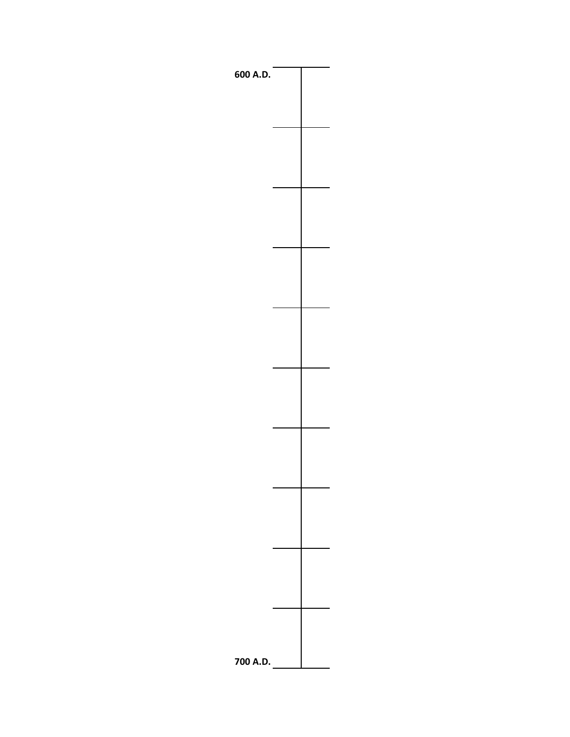600 A.D.

700 A.D.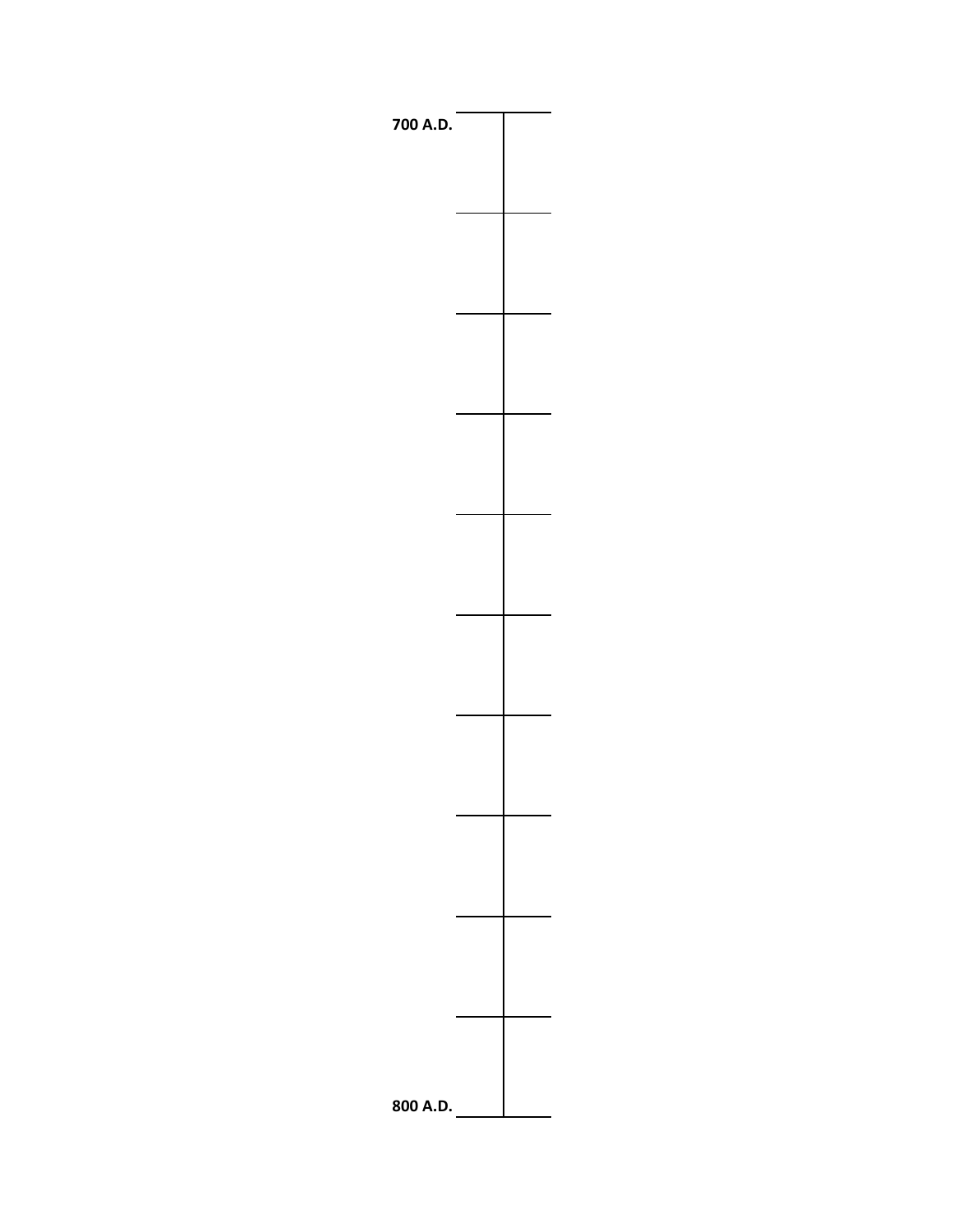**700 A.D.**

**800 A.D.**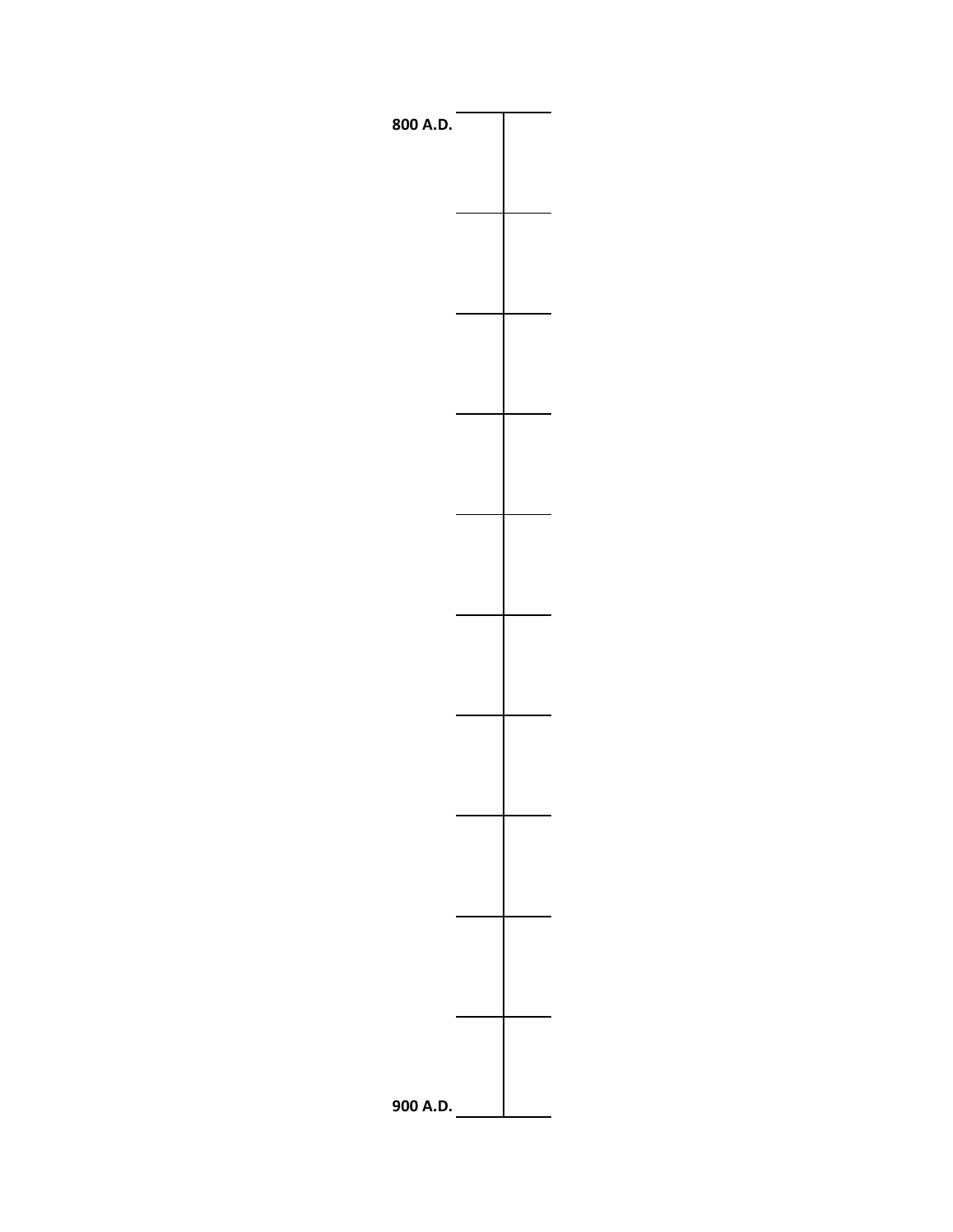800 A.D.

900 A.D.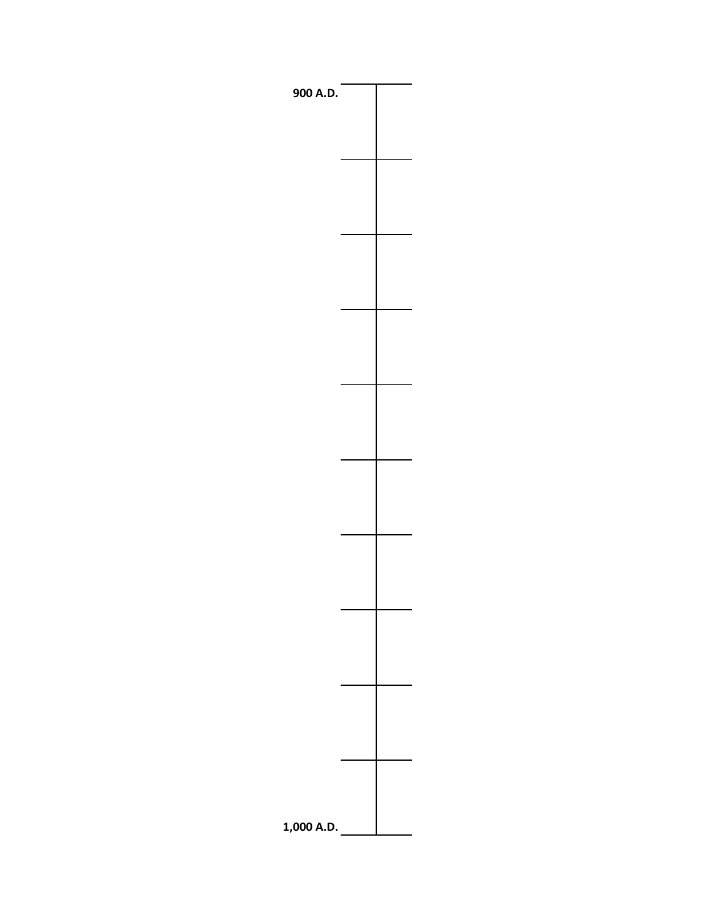900 A.D.

1,000 A.D.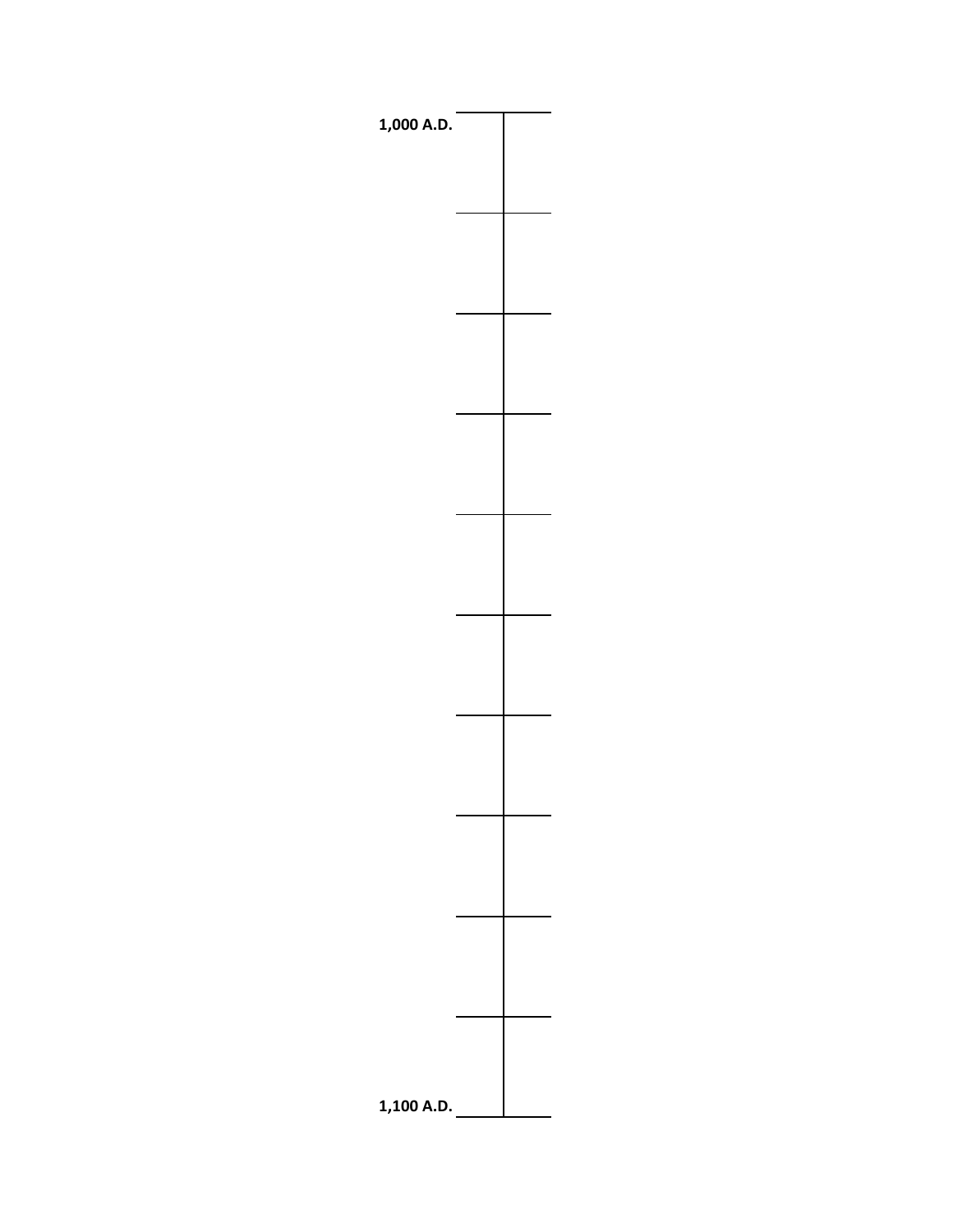1,000 A.D.

1,100 A.D.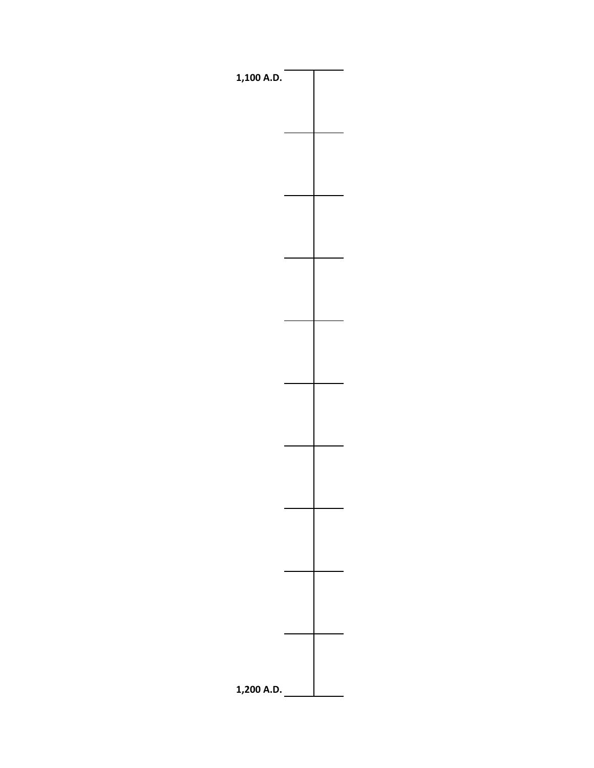1,100 A.D.

1,200 A.D.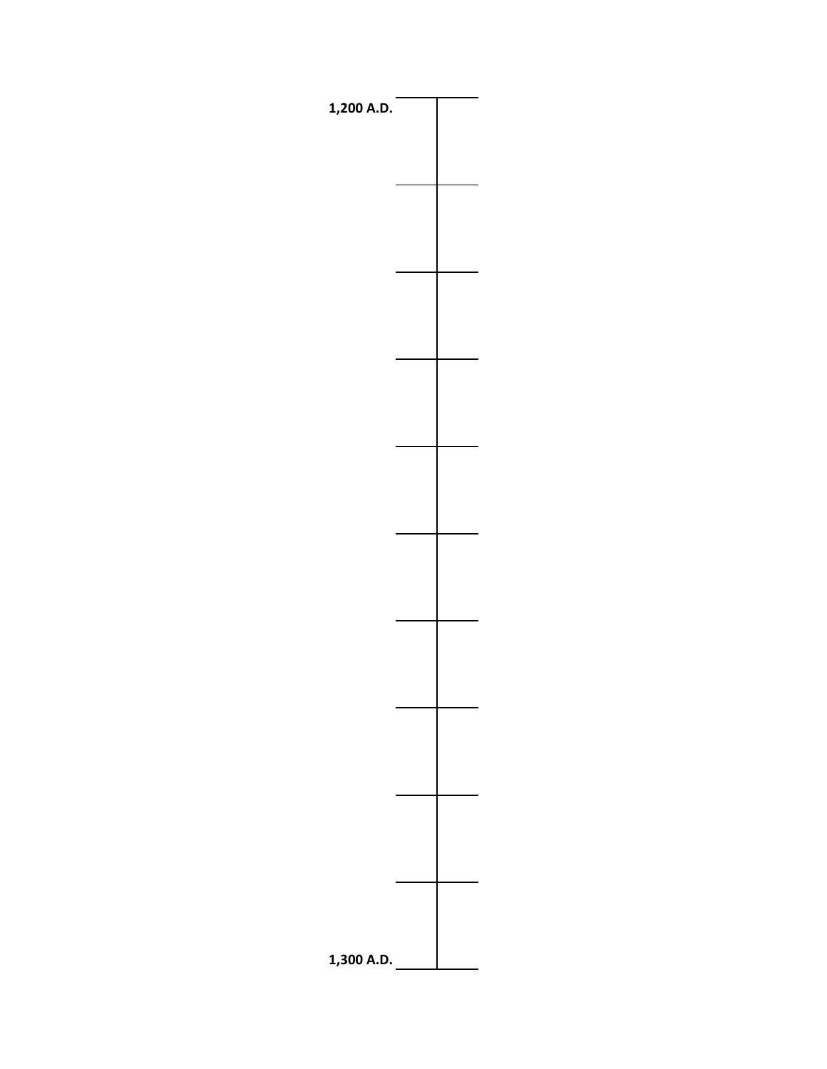1,200 A.D.

1,300 A.D.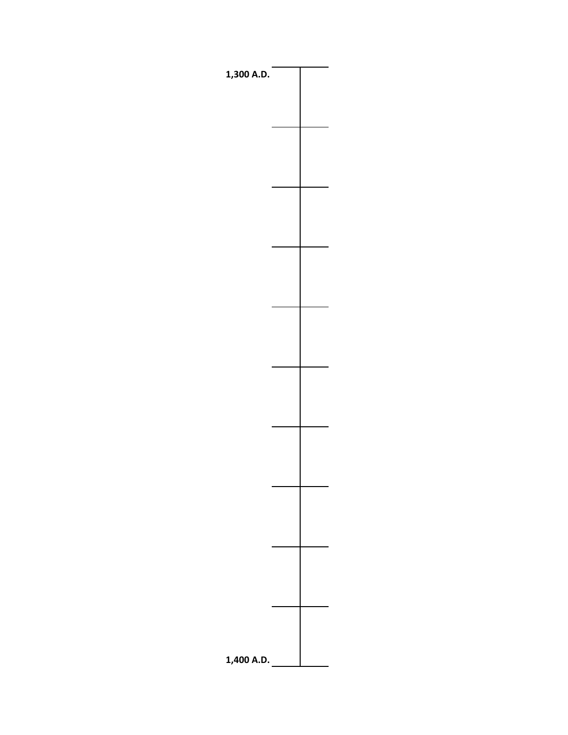1,300 A.D.

1,400 A.D.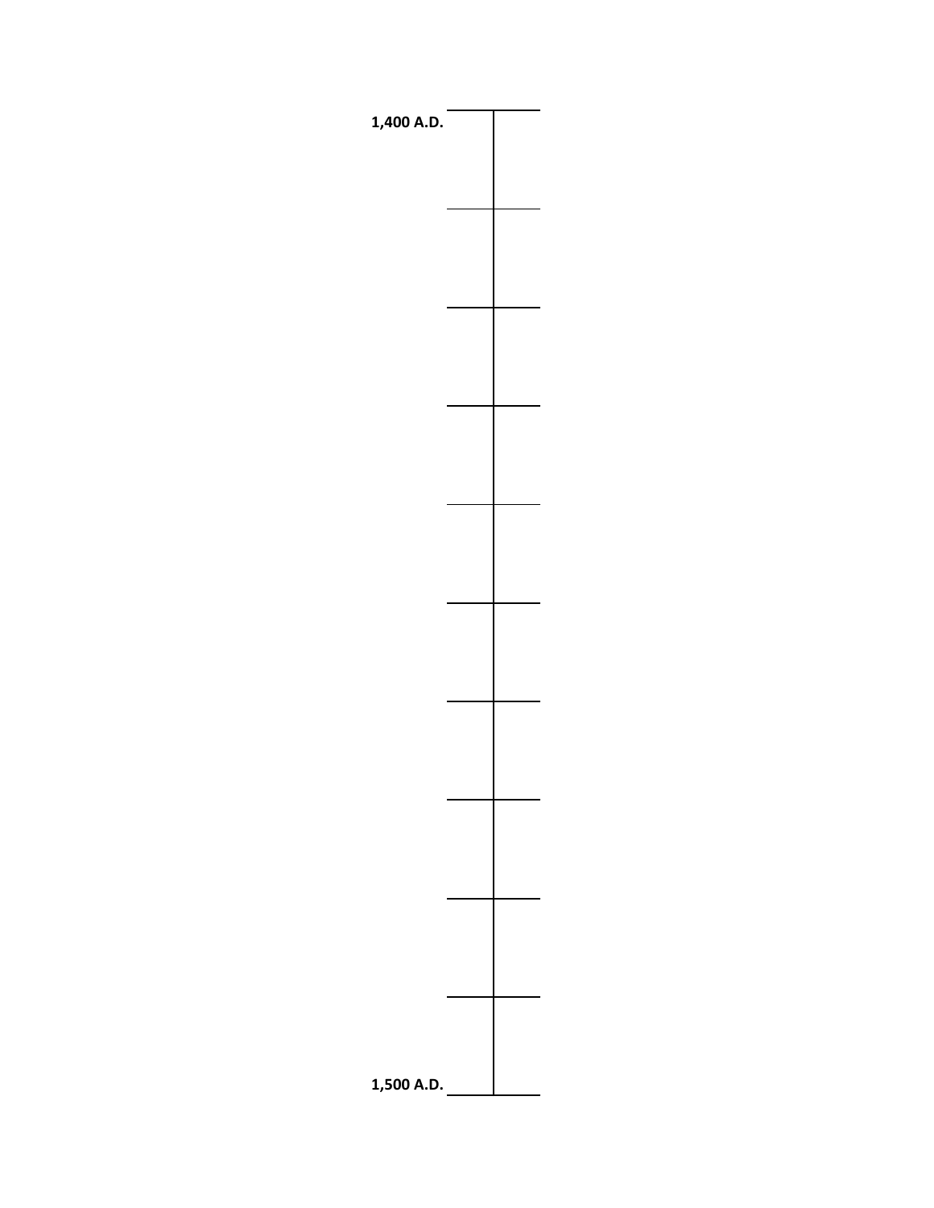1,400 A.D.

1,500 A.D.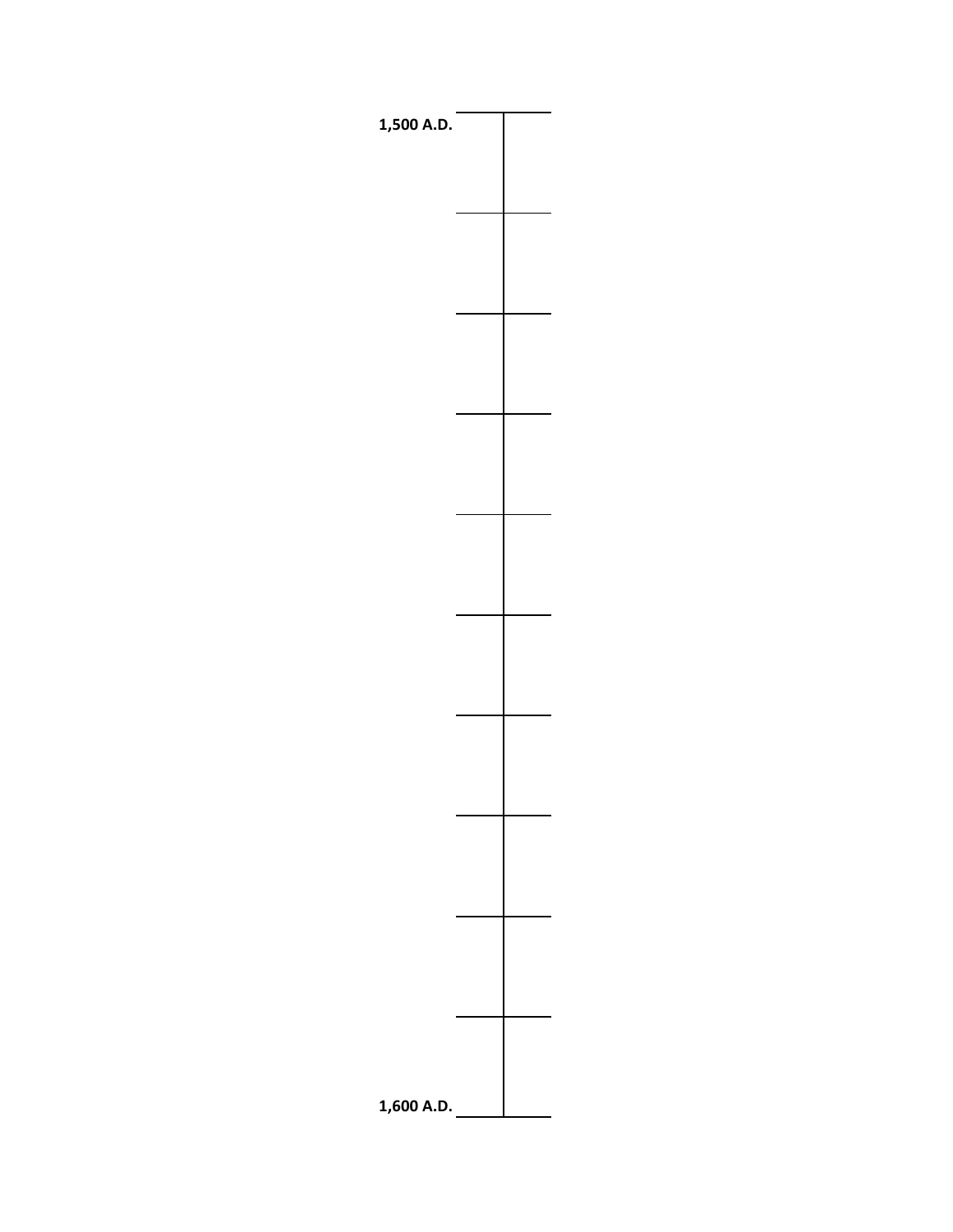1,500 A.D.

1,600 A.D.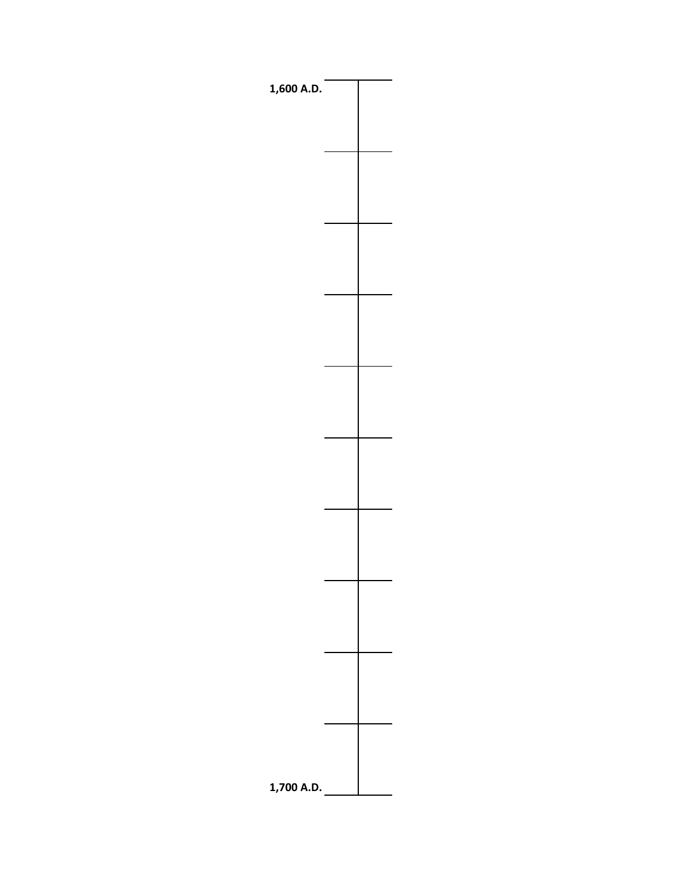1,600 A.D.

1,700 A.D.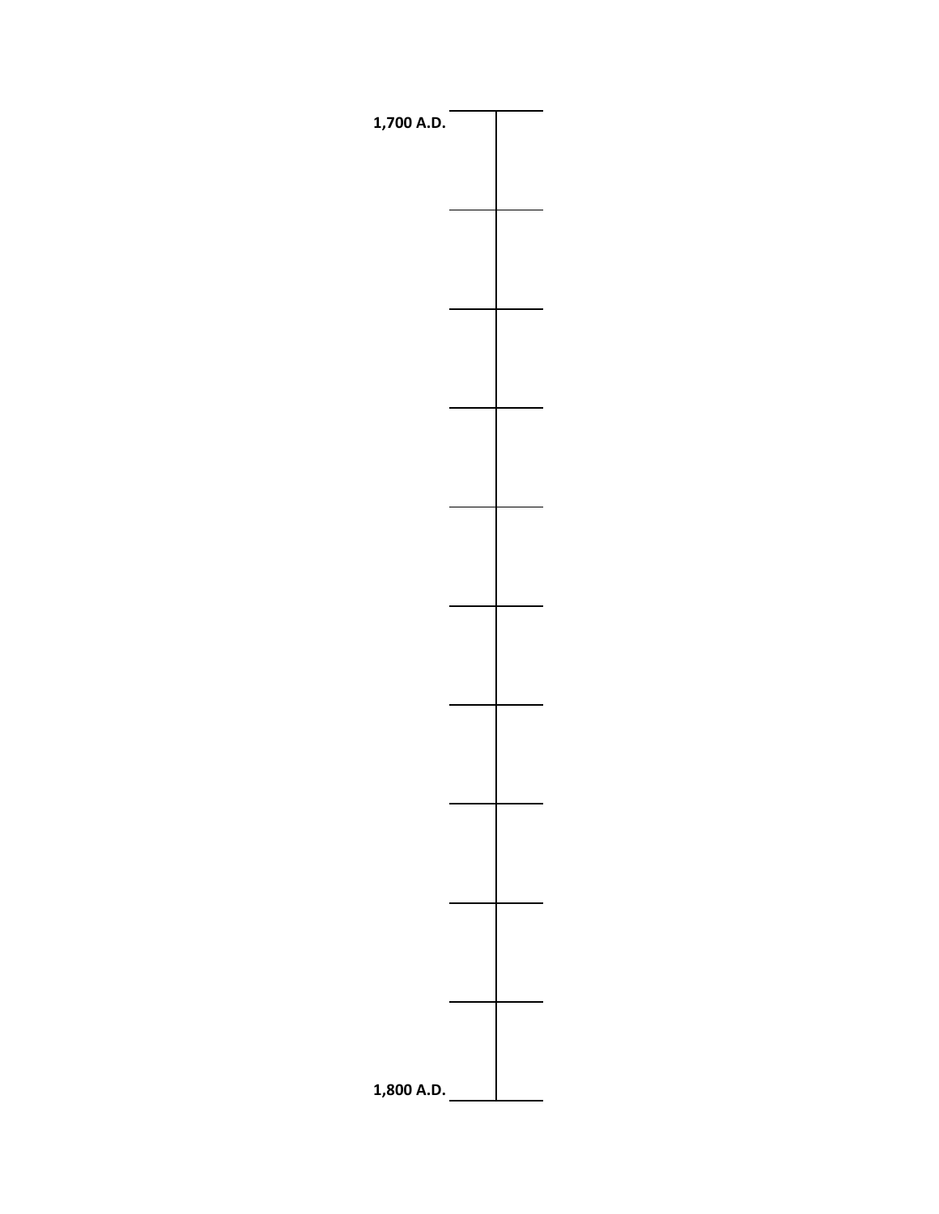1,700 A.D.

1,800 A.D.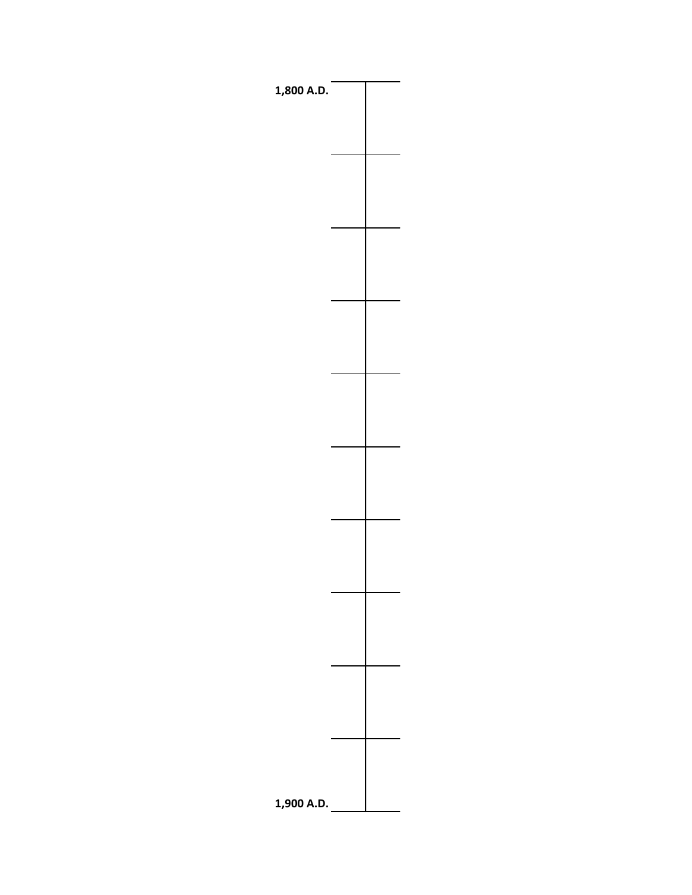1,800 A.D.

1,900 A.D.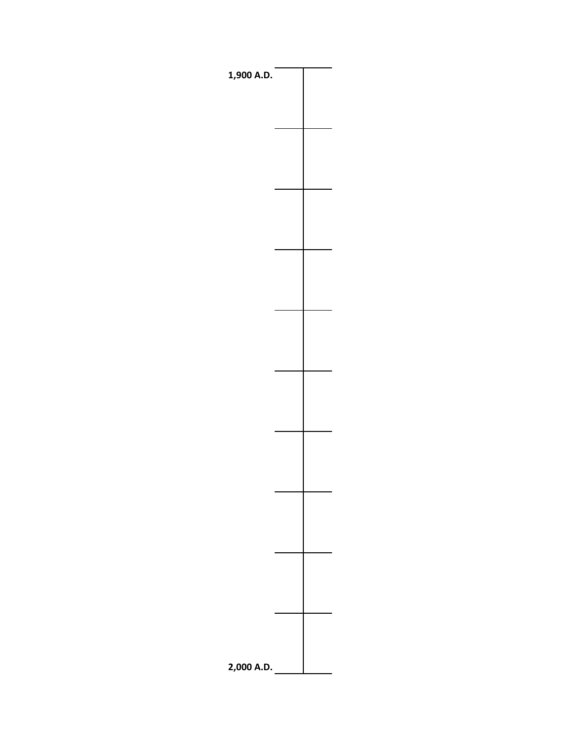1,900 A.D.

2,000 A.D.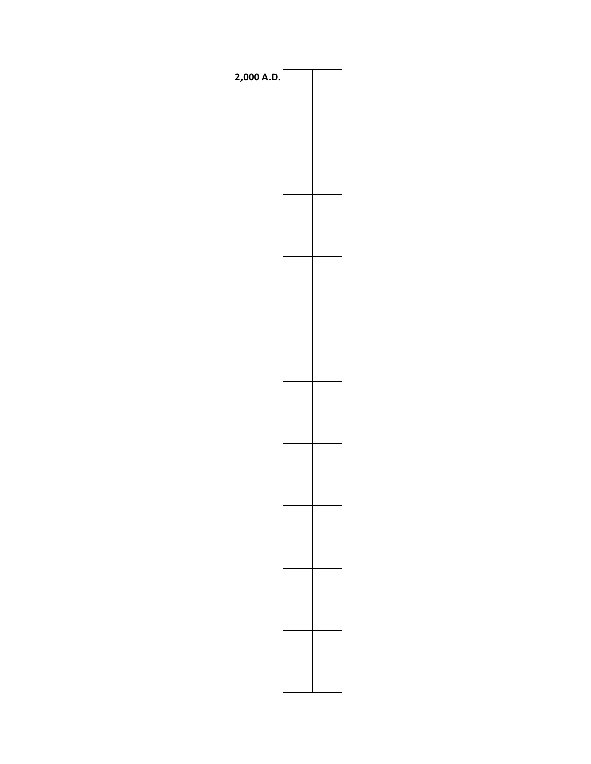2,000 A.D.